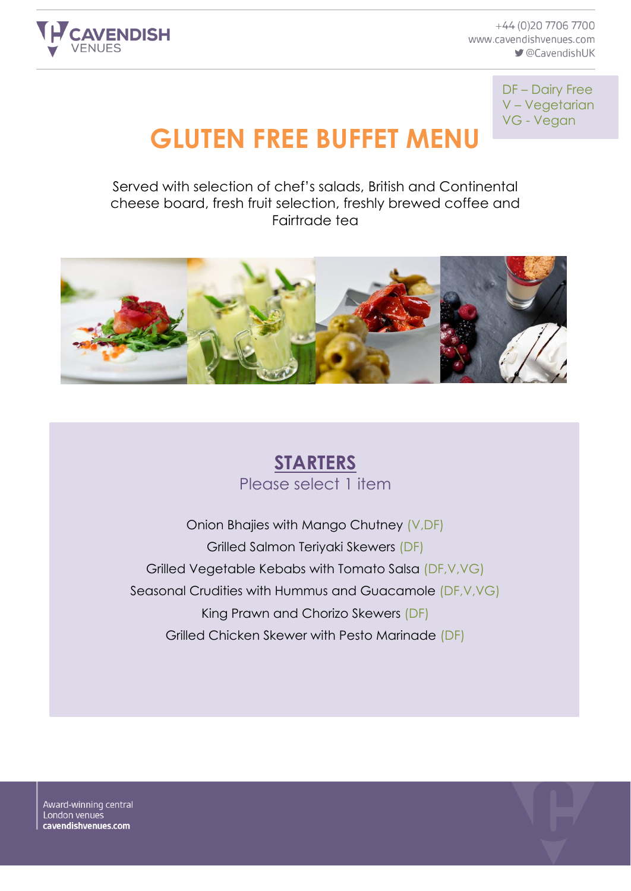CAVENDISH VENUES

+44 (0)20 7706 7700
www.cavendishvenues.com
@CavendishUK

DF – Dairy Free
V – Vegetarian
VG - Vegan

# GLUTEN FREE BUFFET MENU

Served with selection of chef's salads, British and Continental cheese board, fresh fruit selection, freshly brewed coffee and Fairtrade tea

## STARTERS

Please select 1 item

Onion Bhajies with Mango Chutney (V,DF)

Grilled Salmon Teriyaki Skewers (DF)

Grilled Vegetable Kebabs with Tomato Salsa (DF,V,VG)

Seasonal Crudities with Hummus and Guacamole (DF,V,VG)

King Prawn and Chorizo Skewers (DF)

Grilled Chicken Skewer with Pesto Marinade (DF)

Award-winning central London venues
**cavendishvenues.com**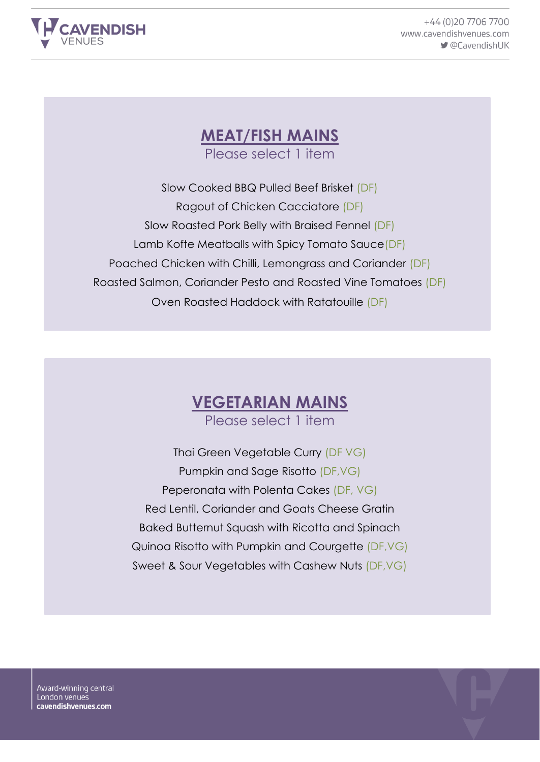## MEAT/FISH MAINS

Please select 1 item

Slow Cooked BBQ Pulled Beef Brisket (DF)

Ragout of Chicken Cacciatore (DF)

Slow Roasted Pork Belly with Braised Fennel (DF)

Lamb Kofte Meatballs with Spicy Tomato Sauce(DF)

Poached Chicken with Chilli, Lemongrass and Coriander (DF)

Roasted Salmon, Coriander Pesto and Roasted Vine Tomatoes (DF)

Oven Roasted Haddock with Ratatouille (DF)

## VEGETARIAN MAINS

Please select 1 item

Thai Green Vegetable Curry (DF VG)

Pumpkin and Sage Risotto (DF,VG)

Peperonata with Polenta Cakes (DF, VG)

Red Lentil, Coriander and Goats Cheese Gratin

Baked Butternut Squash with Ricotta and Spinach

Quinoa Risotto with Pumpkin and Courgette (DF,VG)

Sweet & Sour Vegetables with Cashew Nuts (DF,VG)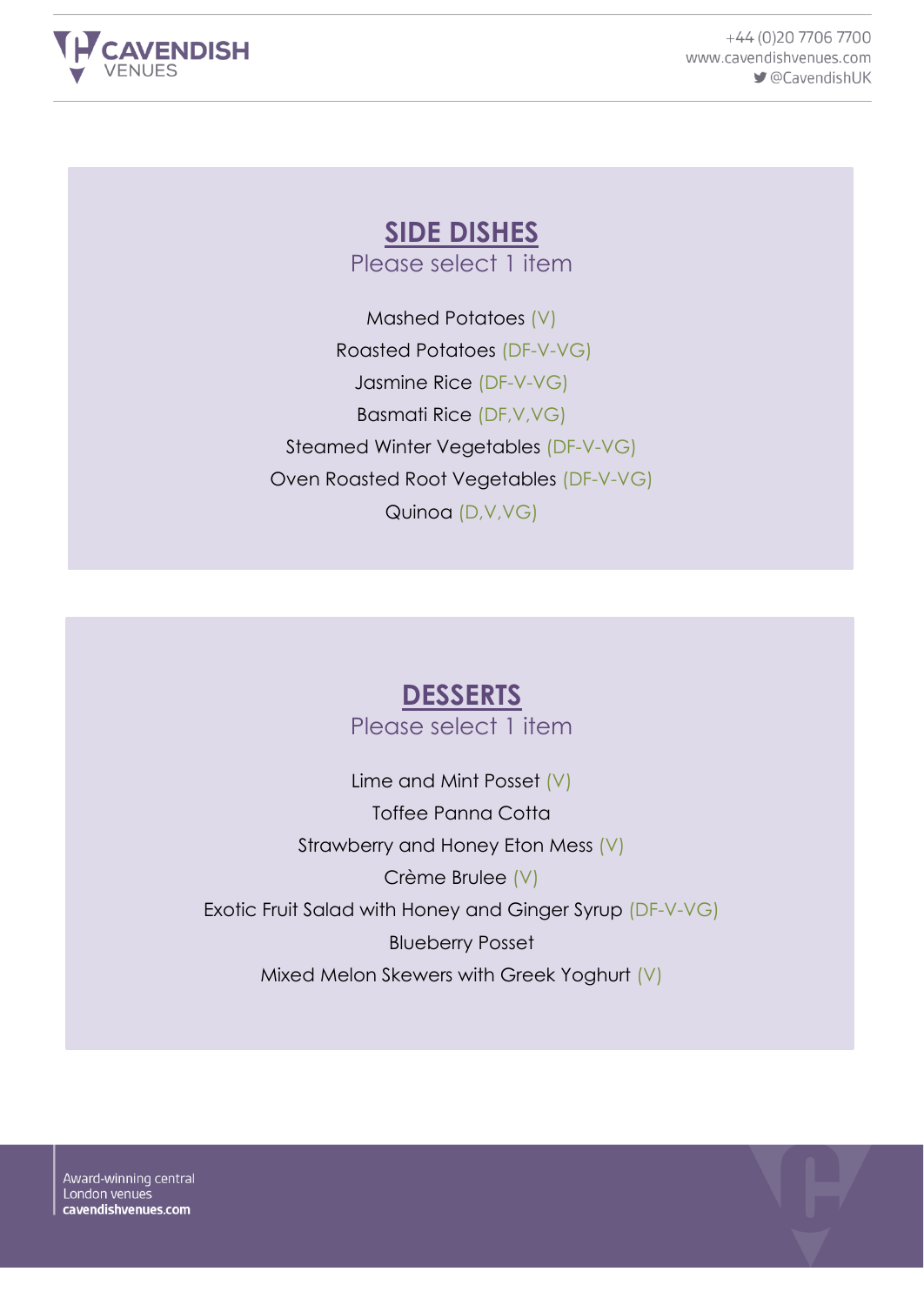## SIDE DISHES

Please select 1 item

Mashed Potatoes (V)

Roasted Potatoes (DF-V-VG)

Jasmine Rice (DF-V-VG)

Basmati Rice (DF,V,VG)

Steamed Winter Vegetables (DF-V-VG)

Oven Roasted Root Vegetables (DF-V-VG)

Quinoa (D,V,VG)

## DESSERTS

Please select 1 item

Lime and Mint Posset (V)

Toffee Panna Cotta

Strawberry and Honey Eton Mess (V)

Crème Brulee (V)

Exotic Fruit Salad with Honey and Ginger Syrup (DF-V-VG)

Blueberry Posset

Mixed Melon Skewers with Greek Yoghurt (V)